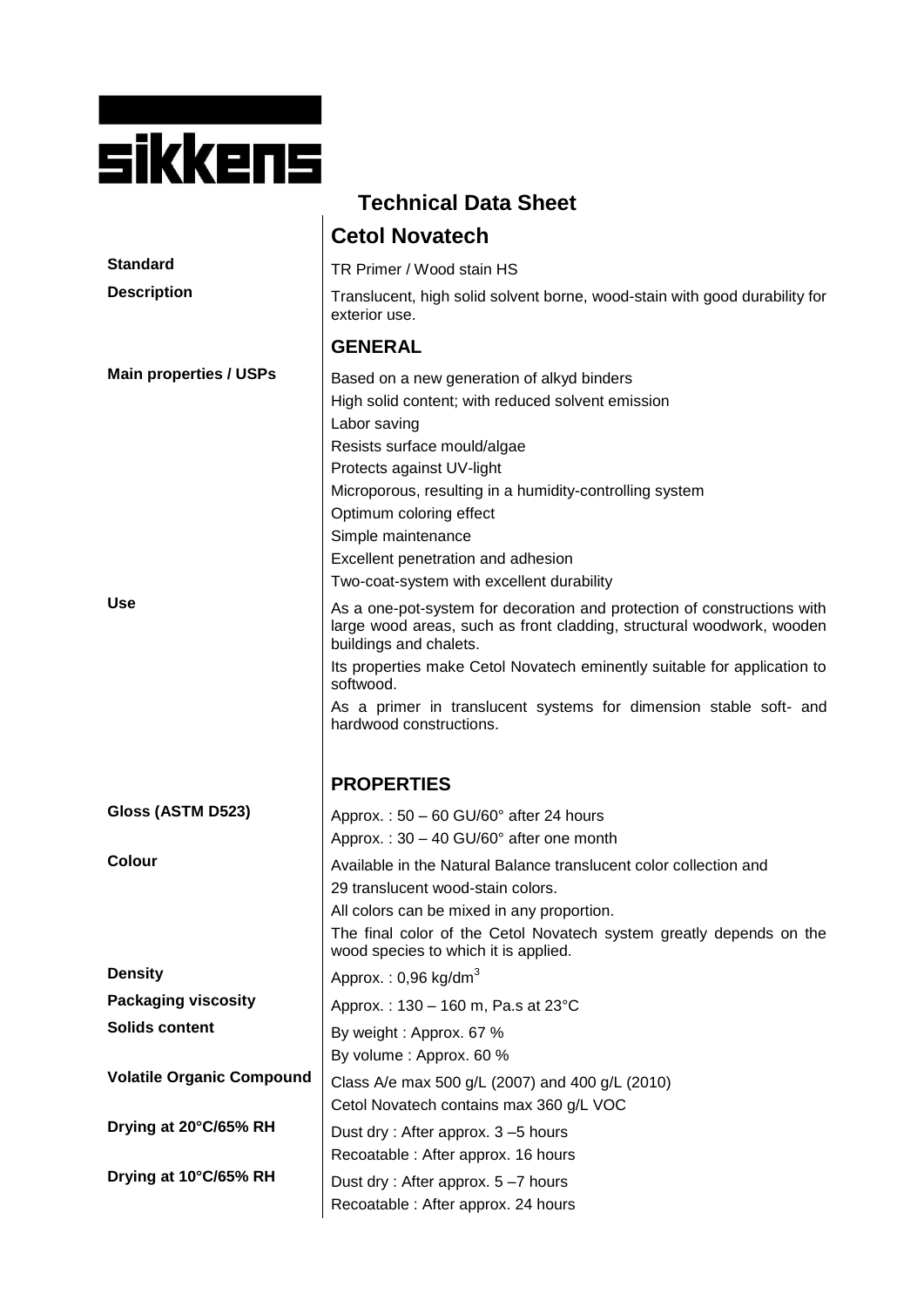sikkens

# Technical Data Sheet

## Cetol Novatech

**Standard**

TR Primer / Wood stain HS

**Description**

Translucent, high solid solvent borne, wood-stain with good durability for exterior use.

## GENERAL

**Main properties / USPs**

Based on a new generation of alkyd binders
High solid content; with reduced solvent emission
Labor saving
Resists surface mould/algae
Protects against UV-light
Microporous, resulting in a humidity-controlling system
Optimum coloring effect
Simple maintenance
Excellent penetration and adhesion
Two-coat-system with excellent durability

**Use**

As a one-pot-system for decoration and protection of constructions with large wood areas, such as front cladding, structural woodwork, wooden buildings and chalets.

Its properties make Cetol Novatech eminently suitable for application to softwood.

As a primer in translucent systems for dimension stable soft- and hardwood constructions.

## PROPERTIES

**Gloss (ASTM D523)**

Approx. : 50 – 60 GU/60° after 24 hours
Approx. : 30 – 40 GU/60° after one month

**Colour**

Available in the Natural Balance translucent color collection and
29 translucent wood-stain colors.
All colors can be mixed in any proportion.
The final color of the Cetol Novatech system greatly depends on the wood species to which it is applied.

**Density**

Approx. : 0,96 kg/dm$^3$

**Packaging viscosity**

Approx. : 130 – 160 m, Pa.s at 23°C

**Solids content**

By weight : Approx. 67 %
By volume : Approx. 60 %

**Volatile Organic Compound**

Class A/e max 500 g/L (2007) and 400 g/L (2010)
Cetol Novatech contains max 360 g/L VOC

**Drying at 20°C/65% RH**

Dust dry : After approx. 3 –5 hours
Recoatable : After approx. 16 hours

**Drying at 10°C/65% RH**

Dust dry : After approx. 5 –7 hours
Recoatable : After approx. 24 hours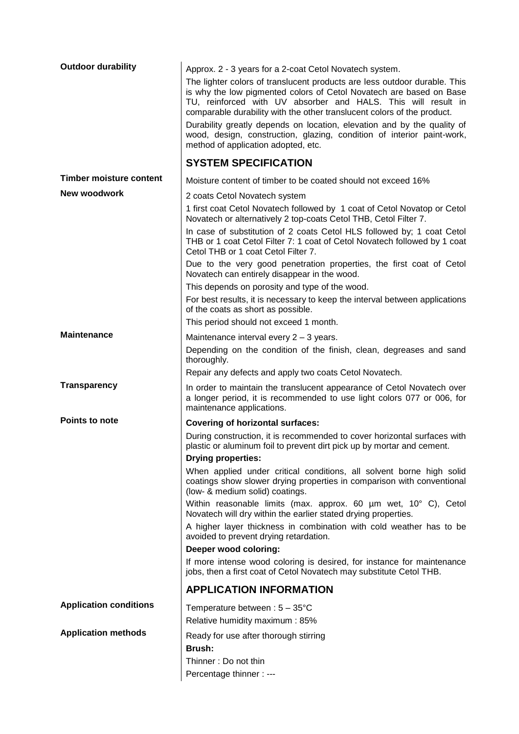**Outdoor durability**

Approx. 2 - 3 years for a 2-coat Cetol Novatech system.

The lighter colors of translucent products are less outdoor durable. This is why the low pigmented colors of Cetol Novatech are based on Base TU, reinforced with UV absorber and HALS. This will result in comparable durability with the other translucent colors of the product.

Durability greatly depends on location, elevation and by the quality of wood, design, construction, glazing, condition of interior paint-work, method of application adopted, etc.

## SYSTEM SPECIFICATION

**Timber moisture content**

Moisture content of timber to be coated should not exceed 16%

**New woodwork**

2 coats Cetol Novatech system

1 first coat Cetol Novatech followed by 1 coat of Cetol Novatop or Cetol Novatech or alternatively 2 top-coats Cetol THB, Cetol Filter 7.

In case of substitution of 2 coats Cetol HLS followed by; 1 coat Cetol THB or 1 coat Cetol Filter 7: 1 coat of Cetol Novatech followed by 1 coat Cetol THB or 1 coat Cetol Filter 7.

Due to the very good penetration properties, the first coat of Cetol Novatech can entirely disappear in the wood.

This depends on porosity and type of the wood.

For best results, it is necessary to keep the interval between applications of the coats as short as possible.

This period should not exceed 1 month.

**Maintenance**

Maintenance interval every 2 – 3 years.

Depending on the condition of the finish, clean, degreases and sand thoroughly.

Repair any defects and apply two coats Cetol Novatech.

**Transparency**

In order to maintain the translucent appearance of Cetol Novatech over a longer period, it is recommended to use light colors 077 or 006, for maintenance applications.

**Points to note**

**Covering of horizontal surfaces:**

During construction, it is recommended to cover horizontal surfaces with plastic or aluminum foil to prevent dirt pick up by mortar and cement.

**Drying properties:**

When applied under critical conditions, all solvent borne high solid coatings show slower drying properties in comparison with conventional (low- & medium solid) coatings.

Within reasonable limits (max. approx. 60 µm wet, 10° C), Cetol Novatech will dry within the earlier stated drying properties.

A higher layer thickness in combination with cold weather has to be avoided to prevent drying retardation.

**Deeper wood coloring:**

If more intense wood coloring is desired, for instance for maintenance jobs, then a first coat of Cetol Novatech may substitute Cetol THB.

## APPLICATION INFORMATION

**Application conditions**

Temperature between : 5 – 35°C

Relative humidity maximum : 85%

**Application methods**

Ready for use after thorough stirring

**Brush:**

Thinner : Do not thin

Percentage thinner : ---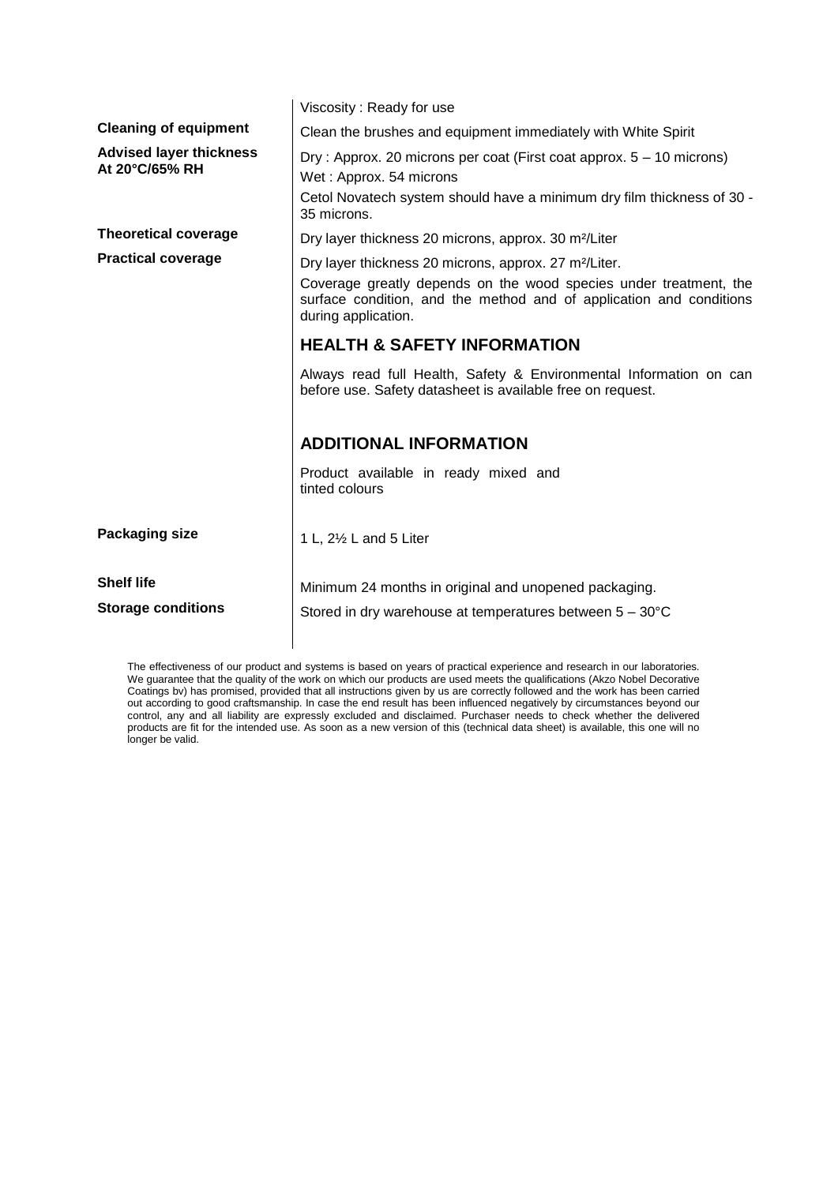| | |
|---|---|
| | Viscosity : Ready for use |
| **Cleaning of equipment** | Clean the brushes and equipment immediately with White Spirit |
| **Advised layer thickness At 20°C/65% RH** | Dry : Approx. 20 microns per coat (First coat approx. 5 – 10 microns)<br>Wet : Approx. 54 microns<br>Cetol Novatech system should have a minimum dry film thickness of 30 - 35 microns. |
| **Theoretical coverage** | Dry layer thickness 20 microns, approx. 30 m²/Liter |
| **Practical coverage** | Dry layer thickness 20 microns, approx. 27 m²/Liter.<br>Coverage greatly depends on the wood species under treatment, the surface condition, and the method and of application and conditions during application. |

## HEALTH & SAFETY INFORMATION

Always read full Health, Safety & Environmental Information on can before use. Safety datasheet is available free on request.

## ADDITIONAL INFORMATION

Product available in ready mixed and tinted colours

| | |
|---|---|
| **Packaging size** | 1 L, 2½ L and 5 Liter |
| **Shelf life** | Minimum 24 months in original and unopened packaging. |
| **Storage conditions** | Stored in dry warehouse at temperatures between 5 – 30°C |

The effectiveness of our product and systems is based on years of practical experience and research in our laboratories. We guarantee that the quality of the work on which our products are used meets the qualifications (Akzo Nobel Decorative Coatings bv) has promised, provided that all instructions given by us are correctly followed and the work has been carried out according to good craftsmanship. In case the end result has been influenced negatively by circumstances beyond our control, any and all liability are expressly excluded and disclaimed. Purchaser needs to check whether the delivered products are fit for the intended use. As soon as a new version of this (technical data sheet) is available, this one will no longer be valid.